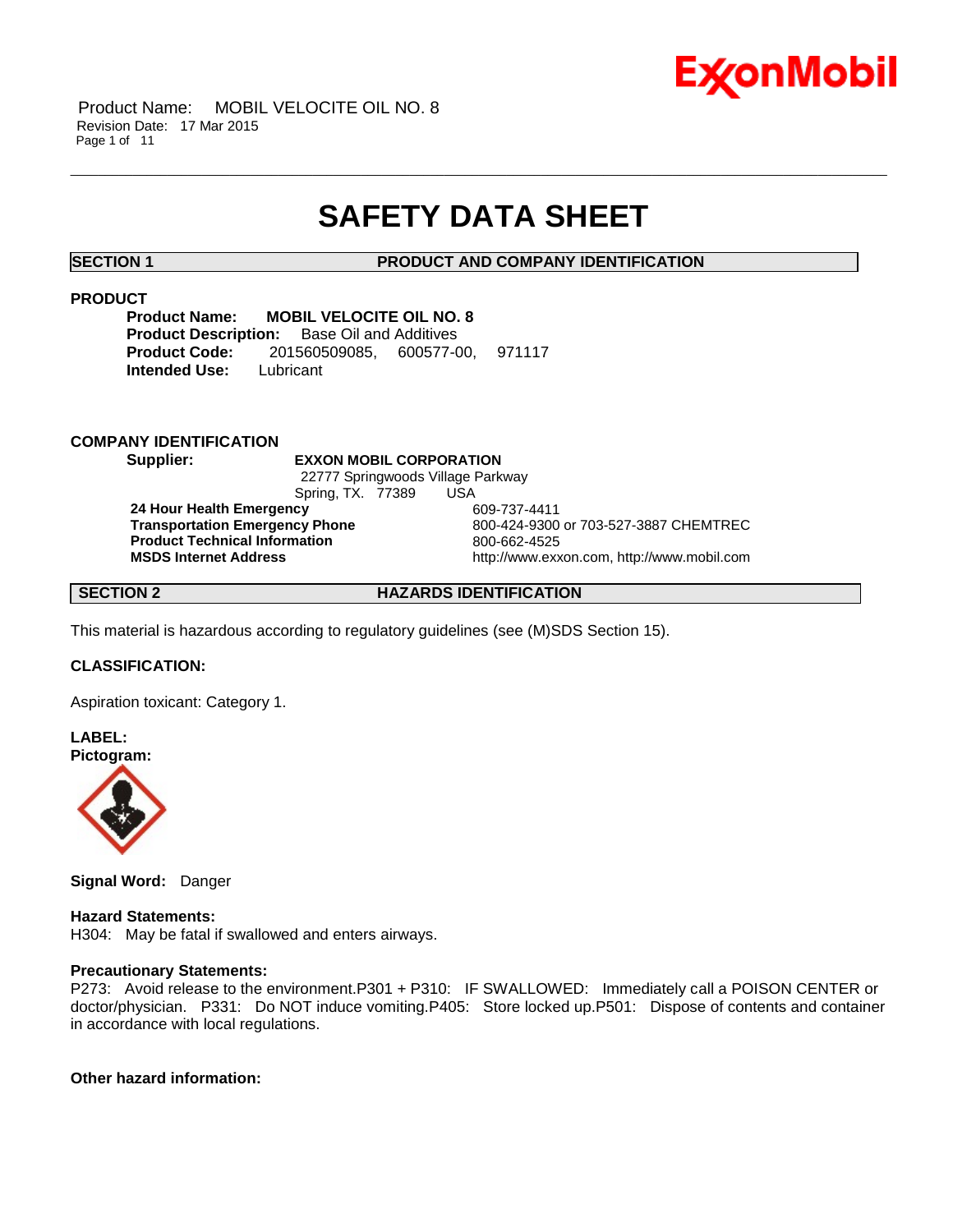# SAFETY DATA SHEET

## SECTION 1 PRODUCT AND COMPANY IDENTIFICATION

### PRODUCT

**Product Name:** **MOBIL VELOCITE OIL NO. 8**
**Product Description:** Base Oil and Additives
**Product Code:** 201560509085, 600577-00, 971117
**Intended Use:** Lubricant

### COMPANY IDENTIFICATION

**Supplier:** **EXXON MOBIL CORPORATION**
22777 Springwoods Village Parkway
Spring, TX. 77389 USA

| | |
|---|---|
| **24 Hour Health Emergency** | 609-737-4411 |
| **Transportation Emergency Phone** | 800-424-9300 or 703-527-3887 CHEMTREC |
| **Product Technical Information** | 800-662-4525 |
| **MSDS Internet Address** | http://www.exxon.com, http://www.mobil.com |

## SECTION 2 HAZARDS IDENTIFICATION

This material is hazardous according to regulatory guidelines (see (M)SDS Section 15).

**CLASSIFICATION:**

Aspiration toxicant: Category 1.

**LABEL:**
**Pictogram:**

**Signal Word:** Danger

**Hazard Statements:**
H304: May be fatal if swallowed and enters airways.

**Precautionary Statements:**
P273: Avoid release to the environment.P301 + P310: IF SWALLOWED: Immediately call a POISON CENTER or doctor/physician. P331: Do NOT induce vomiting.P405: Store locked up.P501: Dispose of contents and container in accordance with local regulations.

**Other hazard information:**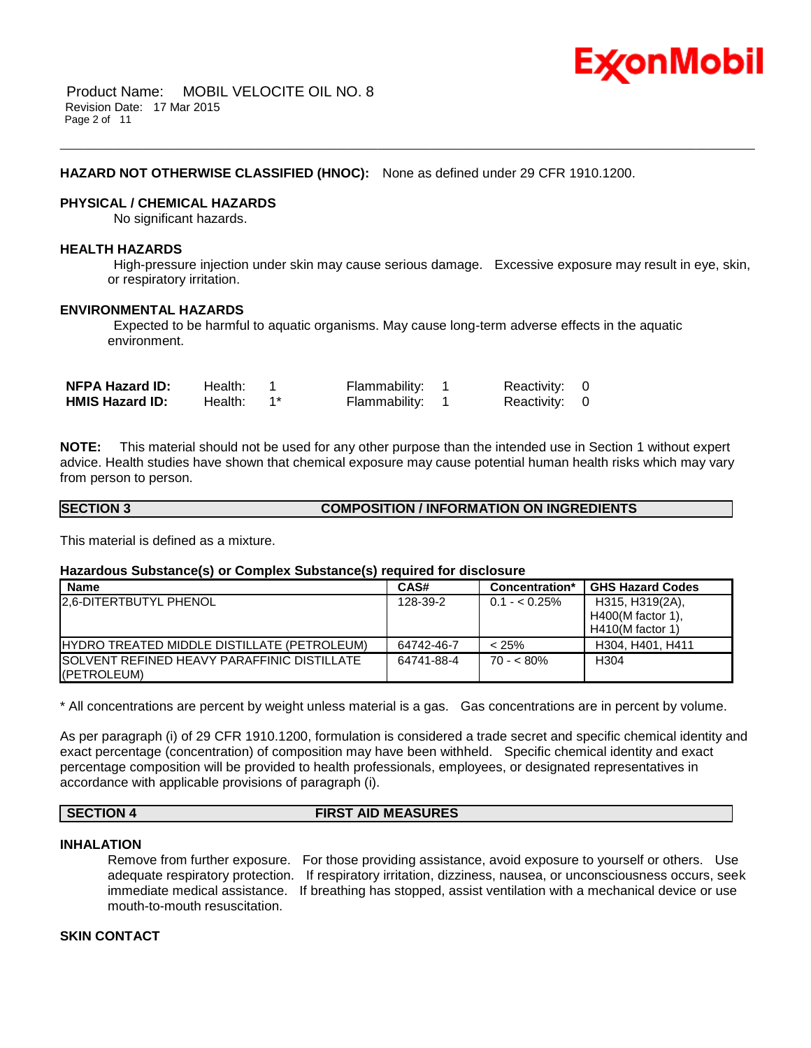**HAZARD NOT OTHERWISE CLASSIFIED (HNOC):** None as defined under 29 CFR 1910.1200.

**PHYSICAL / CHEMICAL HAZARDS**

No significant hazards.

**HEALTH HAZARDS**

High-pressure injection under skin may cause serious damage. Excessive exposure may result in eye, skin, or respiratory irritation.

**ENVIRONMENTAL HAZARDS**

Expected to be harmful to aquatic organisms. May cause long-term adverse effects in the aquatic environment.

| | | | |
|---|---|---|---|
| **NFPA Hazard ID:** | Health: 1 | Flammability: 1 | Reactivity: 0 |
| **HMIS Hazard ID:** | Health: 1* | Flammability: 1 | Reactivity: 0 |

**NOTE:** This material should not be used for any other purpose than the intended use in Section 1 without expert advice. Health studies have shown that chemical exposure may cause potential human health risks which may vary from person to person.

## SECTION 3 COMPOSITION / INFORMATION ON INGREDIENTS

This material is defined as a mixture.

**Hazardous Substance(s) or Complex Substance(s) required for disclosure**

| Name | CAS# | Concentration* | GHS Hazard Codes |
|---|---|---|---|
| 2,6-DITERTBUTYL PHENOL | 128-39-2 | 0.1 - < 0.25% | H315, H319(2A), H400(M factor 1), H410(M factor 1) |
| HYDRO TREATED MIDDLE DISTILLATE (PETROLEUM) | 64742-46-7 | < 25% | H304, H401, H411 |
| SOLVENT REFINED HEAVY PARAFFINIC DISTILLATE (PETROLEUM) | 64741-88-4 | 70 - < 80% | H304 |

* All concentrations are percent by weight unless material is a gas. Gas concentrations are in percent by volume.

As per paragraph (i) of 29 CFR 1910.1200, formulation is considered a trade secret and specific chemical identity and exact percentage (concentration) of composition may have been withheld. Specific chemical identity and exact percentage composition will be provided to health professionals, employees, or designated representatives in accordance with applicable provisions of paragraph (i).

## SECTION 4 FIRST AID MEASURES

**INHALATION**

Remove from further exposure. For those providing assistance, avoid exposure to yourself or others. Use adequate respiratory protection. If respiratory irritation, dizziness, nausea, or unconsciousness occurs, seek immediate medical assistance. If breathing has stopped, assist ventilation with a mechanical device or use mouth-to-mouth resuscitation.

**SKIN CONTACT**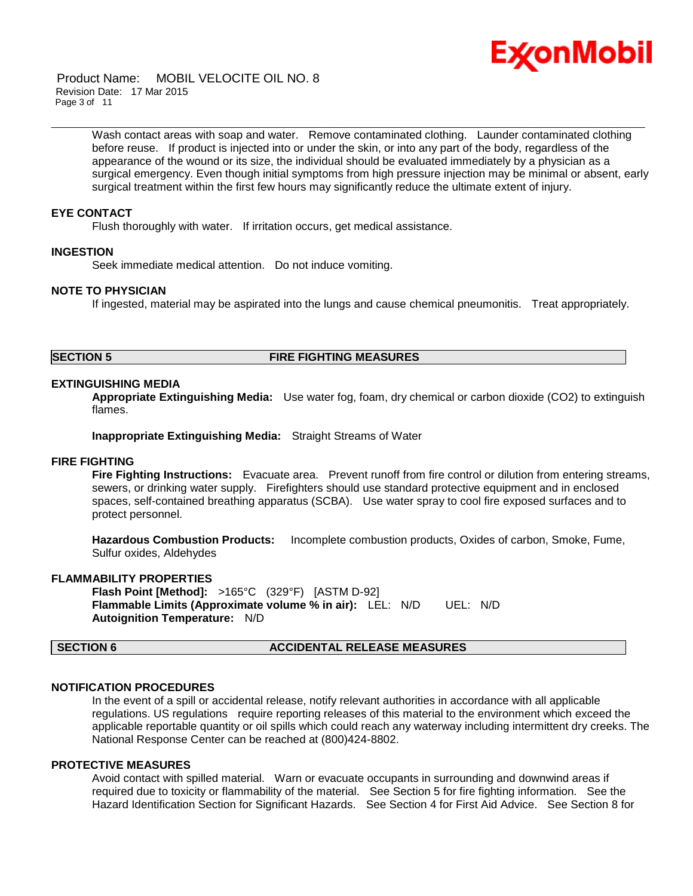Wash contact areas with soap and water. Remove contaminated clothing. Launder contaminated clothing before reuse. If product is injected into or under the skin, or into any part of the body, regardless of the appearance of the wound or its size, the individual should be evaluated immediately by a physician as a surgical emergency. Even though initial symptoms from high pressure injection may be minimal or absent, early surgical treatment within the first few hours may significantly reduce the ultimate extent of injury.

### EYE CONTACT

Flush thoroughly with water. If irritation occurs, get medical assistance.

### INGESTION

Seek immediate medical attention. Do not induce vomiting.

### NOTE TO PHYSICIAN

If ingested, material may be aspirated into the lungs and cause chemical pneumonitis. Treat appropriately.

## SECTION 5 FIRE FIGHTING MEASURES

### EXTINGUISHING MEDIA

**Appropriate Extinguishing Media:** Use water fog, foam, dry chemical or carbon dioxide ($CO_2$) to extinguish flames.

**Inappropriate Extinguishing Media:** Straight Streams of Water

### FIRE FIGHTING

**Fire Fighting Instructions:** Evacuate area. Prevent runoff from fire control or dilution from entering streams, sewers, or drinking water supply. Firefighters should use standard protective equipment and in enclosed spaces, self-contained breathing apparatus (SCBA). Use water spray to cool fire exposed surfaces and to protect personnel.

**Hazardous Combustion Products:** Incomplete combustion products, Oxides of carbon, Smoke, Fume, Sulfur oxides, Aldehydes

### FLAMMABILITY PROPERTIES

**Flash Point [Method]:** >165°C (329°F) [ASTM D-92]
**Flammable Limits (Approximate volume % in air):** LEL: N/D UEL: N/D
**Autoignition Temperature:** N/D

## SECTION 6 ACCIDENTAL RELEASE MEASURES

### NOTIFICATION PROCEDURES

In the event of a spill or accidental release, notify relevant authorities in accordance with all applicable regulations. US regulations require reporting releases of this material to the environment which exceed the applicable reportable quantity or oil spills which could reach any waterway including intermittent dry creeks. The National Response Center can be reached at (800)424-8802.

### PROTECTIVE MEASURES

Avoid contact with spilled material. Warn or evacuate occupants in surrounding and downwind areas if required due to toxicity or flammability of the material. See Section 5 for fire fighting information. See the Hazard Identification Section for Significant Hazards. See Section 4 for First Aid Advice. See Section 8 for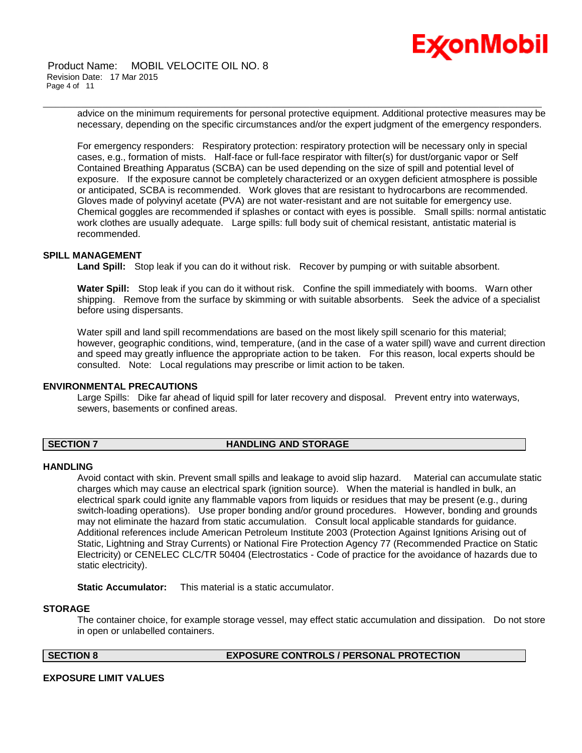advice on the minimum requirements for personal protective equipment. Additional protective measures may be necessary, depending on the specific circumstances and/or the expert judgment of the emergency responders.

For emergency responders: Respiratory protection: respiratory protection will be necessary only in special cases, e.g., formation of mists. Half-face or full-face respirator with filter(s) for dust/organic vapor or Self Contained Breathing Apparatus (SCBA) can be used depending on the size of spill and potential level of exposure. If the exposure cannot be completely characterized or an oxygen deficient atmosphere is possible or anticipated, SCBA is recommended. Work gloves that are resistant to hydrocarbons are recommended. Gloves made of polyvinyl acetate (PVA) are not water-resistant and are not suitable for emergency use. Chemical goggles are recommended if splashes or contact with eyes is possible. Small spills: normal antistatic work clothes are usually adequate. Large spills: full body suit of chemical resistant, antistatic material is recommended.

### SPILL MANAGEMENT

**Land Spill:** Stop leak if you can do it without risk. Recover by pumping or with suitable absorbent.

**Water Spill:** Stop leak if you can do it without risk. Confine the spill immediately with booms. Warn other shipping. Remove from the surface by skimming or with suitable absorbents. Seek the advice of a specialist before using dispersants.

Water spill and land spill recommendations are based on the most likely spill scenario for this material; however, geographic conditions, wind, temperature, (and in the case of a water spill) wave and current direction and speed may greatly influence the appropriate action to be taken. For this reason, local experts should be consulted. Note: Local regulations may prescribe or limit action to be taken.

### ENVIRONMENTAL PRECAUTIONS

Large Spills: Dike far ahead of liquid spill for later recovery and disposal. Prevent entry into waterways, sewers, basements or confined areas.

## SECTION 7 HANDLING AND STORAGE

### HANDLING

Avoid contact with skin. Prevent small spills and leakage to avoid slip hazard. Material can accumulate static charges which may cause an electrical spark (ignition source). When the material is handled in bulk, an electrical spark could ignite any flammable vapors from liquids or residues that may be present (e.g., during switch-loading operations). Use proper bonding and/or ground procedures. However, bonding and grounds may not eliminate the hazard from static accumulation. Consult local applicable standards for guidance. Additional references include American Petroleum Institute 2003 (Protection Against Ignitions Arising out of Static, Lightning and Stray Currents) or National Fire Protection Agency 77 (Recommended Practice on Static Electricity) or CENELEC CLC/TR 50404 (Electrostatics - Code of practice for the avoidance of hazards due to static electricity).

**Static Accumulator:** This material is a static accumulator.

### STORAGE

The container choice, for example storage vessel, may effect static accumulation and dissipation. Do not store in open or unlabelled containers.

## SECTION 8 EXPOSURE CONTROLS / PERSONAL PROTECTION

### EXPOSURE LIMIT VALUES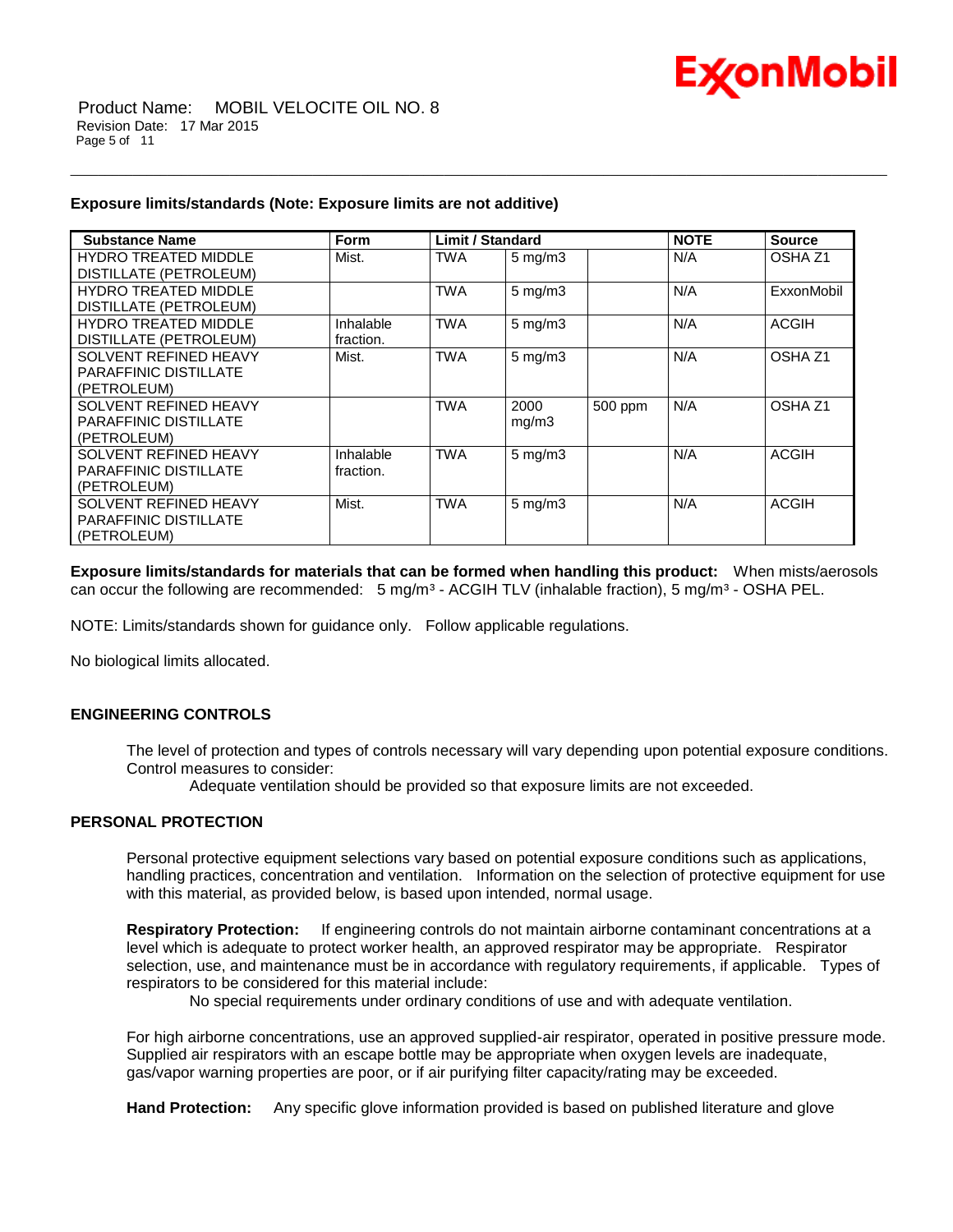**Exposure limits/standards (Note: Exposure limits are not additive)**

| Substance Name | Form | Limit / Standard | | | NOTE | Source |
|---|---|---|---|---|---|---|
| HYDRO TREATED MIDDLE DISTILLATE (PETROLEUM) | Mist. | TWA | 5 mg/m3 | | N/A | OSHA Z1 |
| HYDRO TREATED MIDDLE DISTILLATE (PETROLEUM) | | TWA | 5 mg/m3 | | N/A | ExxonMobil |
| HYDRO TREATED MIDDLE DISTILLATE (PETROLEUM) | Inhalable fraction. | TWA | 5 mg/m3 | | N/A | ACGIH |
| SOLVENT REFINED HEAVY PARAFFINIC DISTILLATE (PETROLEUM) | Mist. | TWA | 5 mg/m3 | | N/A | OSHA Z1 |
| SOLVENT REFINED HEAVY PARAFFINIC DISTILLATE (PETROLEUM) | | TWA | 2000 mg/m3 | 500 ppm | N/A | OSHA Z1 |
| SOLVENT REFINED HEAVY PARAFFINIC DISTILLATE (PETROLEUM) | Inhalable fraction. | TWA | 5 mg/m3 | | N/A | ACGIH |
| SOLVENT REFINED HEAVY PARAFFINIC DISTILLATE (PETROLEUM) | Mist. | TWA | 5 mg/m3 | | N/A | ACGIH |

**Exposure limits/standards for materials that can be formed when handling this product:** When mists/aerosols can occur the following are recommended: 5 mg/m³ - ACGIH TLV (inhalable fraction), 5 mg/m³ - OSHA PEL.

NOTE: Limits/standards shown for guidance only. Follow applicable regulations.

No biological limits allocated.

### ENGINEERING CONTROLS

The level of protection and types of controls necessary will vary depending upon potential exposure conditions. Control measures to consider:

Adequate ventilation should be provided so that exposure limits are not exceeded.

### PERSONAL PROTECTION

Personal protective equipment selections vary based on potential exposure conditions such as applications, handling practices, concentration and ventilation. Information on the selection of protective equipment for use with this material, as provided below, is based upon intended, normal usage.

**Respiratory Protection:** If engineering controls do not maintain airborne contaminant concentrations at a level which is adequate to protect worker health, an approved respirator may be appropriate. Respirator selection, use, and maintenance must be in accordance with regulatory requirements, if applicable. Types of respirators to be considered for this material include:

No special requirements under ordinary conditions of use and with adequate ventilation.

For high airborne concentrations, use an approved supplied-air respirator, operated in positive pressure mode. Supplied air respirators with an escape bottle may be appropriate when oxygen levels are inadequate, gas/vapor warning properties are poor, or if air purifying filter capacity/rating may be exceeded.

**Hand Protection:** Any specific glove information provided is based on published literature and glove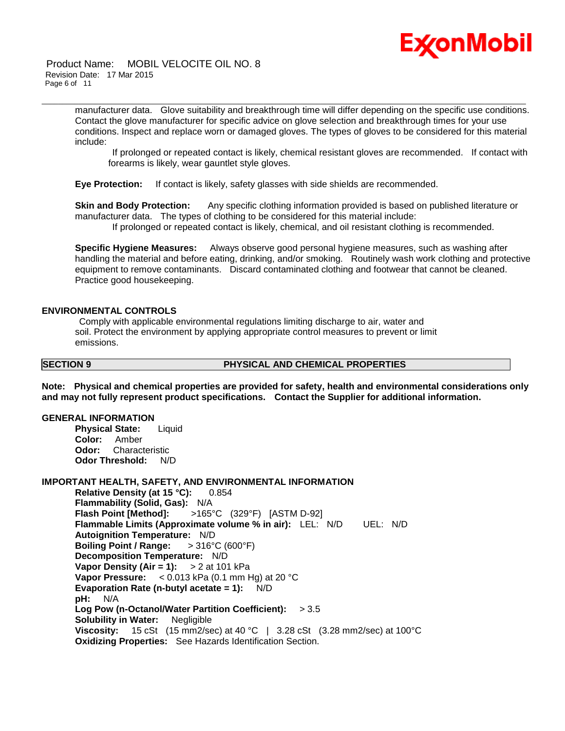manufacturer data. Glove suitability and breakthrough time will differ depending on the specific use conditions. Contact the glove manufacturer for specific advice on glove selection and breakthrough times for your use conditions. Inspect and replace worn or damaged gloves. The types of gloves to be considered for this material include:

If prolonged or repeated contact is likely, chemical resistant gloves are recommended. If contact with forearms is likely, wear gauntlet style gloves.

**Eye Protection:** If contact is likely, safety glasses with side shields are recommended.

**Skin and Body Protection:** Any specific clothing information provided is based on published literature or manufacturer data. The types of clothing to be considered for this material include:

If prolonged or repeated contact is likely, chemical, and oil resistant clothing is recommended.

**Specific Hygiene Measures:** Always observe good personal hygiene measures, such as washing after handling the material and before eating, drinking, and/or smoking. Routinely wash work clothing and protective equipment to remove contaminants. Discard contaminated clothing and footwear that cannot be cleaned. Practice good housekeeping.

### ENVIRONMENTAL CONTROLS

Comply with applicable environmental regulations limiting discharge to air, water and soil. Protect the environment by applying appropriate control measures to prevent or limit emissions.

## SECTION 9 PHYSICAL AND CHEMICAL PROPERTIES

**Note: Physical and chemical properties are provided for safety, health and environmental considerations only and may not fully represent product specifications. Contact the Supplier for additional information.**

### GENERAL INFORMATION

**Physical State:** Liquid
**Color:** Amber
**Odor:** Characteristic
**Odor Threshold:** N/D

### IMPORTANT HEALTH, SAFETY, AND ENVIRONMENTAL INFORMATION

**Relative Density (at 15 °C):** 0.854
**Flammability (Solid, Gas):** N/A
**Flash Point [Method]:** >165°C (329°F) [ASTM D-92]
**Flammable Limits (Approximate volume % in air):** LEL: N/D UEL: N/D
**Autoignition Temperature:** N/D
**Boiling Point / Range:** > 316°C (600°F)
**Decomposition Temperature:** N/D
**Vapor Density (Air = 1):** > 2 at 101 kPa
**Vapor Pressure:** < 0.013 kPa (0.1 mm Hg) at 20 °C
**Evaporation Rate (n-butyl acetate = 1):** N/D
**pH:** N/A
**Log Pow (n-Octanol/Water Partition Coefficient):** > 3.5
**Solubility in Water:** Negligible
**Viscosity:** 15 cSt (15 mm2/sec) at 40 °C | 3.28 cSt (3.28 mm2/sec) at 100°C
**Oxidizing Properties:** See Hazards Identification Section.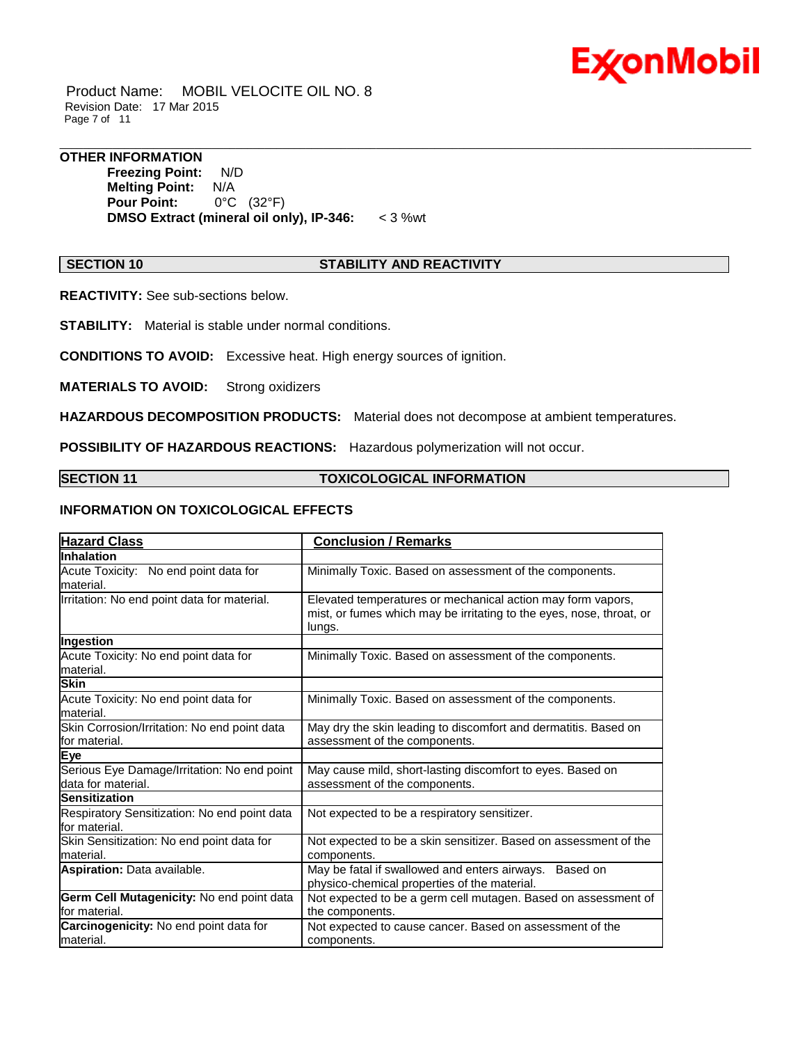### OTHER INFORMATION

**Freezing Point:** N/D
**Melting Point:** N/A
**Pour Point:** 0°C (32°F)
**DMSO Extract (mineral oil only), IP-346:** < 3 %wt

## SECTION 10 STABILITY AND REACTIVITY

**REACTIVITY:** See sub-sections below.

**STABILITY:** Material is stable under normal conditions.

**CONDITIONS TO AVOID:** Excessive heat. High energy sources of ignition.

**MATERIALS TO AVOID:** Strong oxidizers

**HAZARDOUS DECOMPOSITION PRODUCTS:** Material does not decompose at ambient temperatures.

**POSSIBILITY OF HAZARDOUS REACTIONS:** Hazardous polymerization will not occur.

## SECTION 11 TOXICOLOGICAL INFORMATION

### INFORMATION ON TOXICOLOGICAL EFFECTS

| Hazard Class | Conclusion / Remarks |
|---|---|
| **Inhalation** | |
| Acute Toxicity: No end point data for material. | Minimally Toxic. Based on assessment of the components. |
| Irritation: No end point data for material. | Elevated temperatures or mechanical action may form vapors, mist, or fumes which may be irritating to the eyes, nose, throat, or lungs. |
| **Ingestion** | |
| Acute Toxicity: No end point data for material. | Minimally Toxic. Based on assessment of the components. |
| **Skin** | |
| Acute Toxicity: No end point data for material. | Minimally Toxic. Based on assessment of the components. |
| Skin Corrosion/Irritation: No end point data for material. | May dry the skin leading to discomfort and dermatitis. Based on assessment of the components. |
| **Eye** | |
| Serious Eye Damage/Irritation: No end point data for material. | May cause mild, short-lasting discomfort to eyes. Based on assessment of the components. |
| **Sensitization** | |
| Respiratory Sensitization: No end point data for material. | Not expected to be a respiratory sensitizer. |
| Skin Sensitization: No end point data for material. | Not expected to be a skin sensitizer. Based on assessment of the components. |
| **Aspiration:** Data available. | May be fatal if swallowed and enters airways. Based on physico-chemical properties of the material. |
| **Germ Cell Mutagenicity:** No end point data for material. | Not expected to be a germ cell mutagen. Based on assessment of the components. |
| **Carcinogenicity:** No end point data for material. | Not expected to cause cancer. Based on assessment of the components. |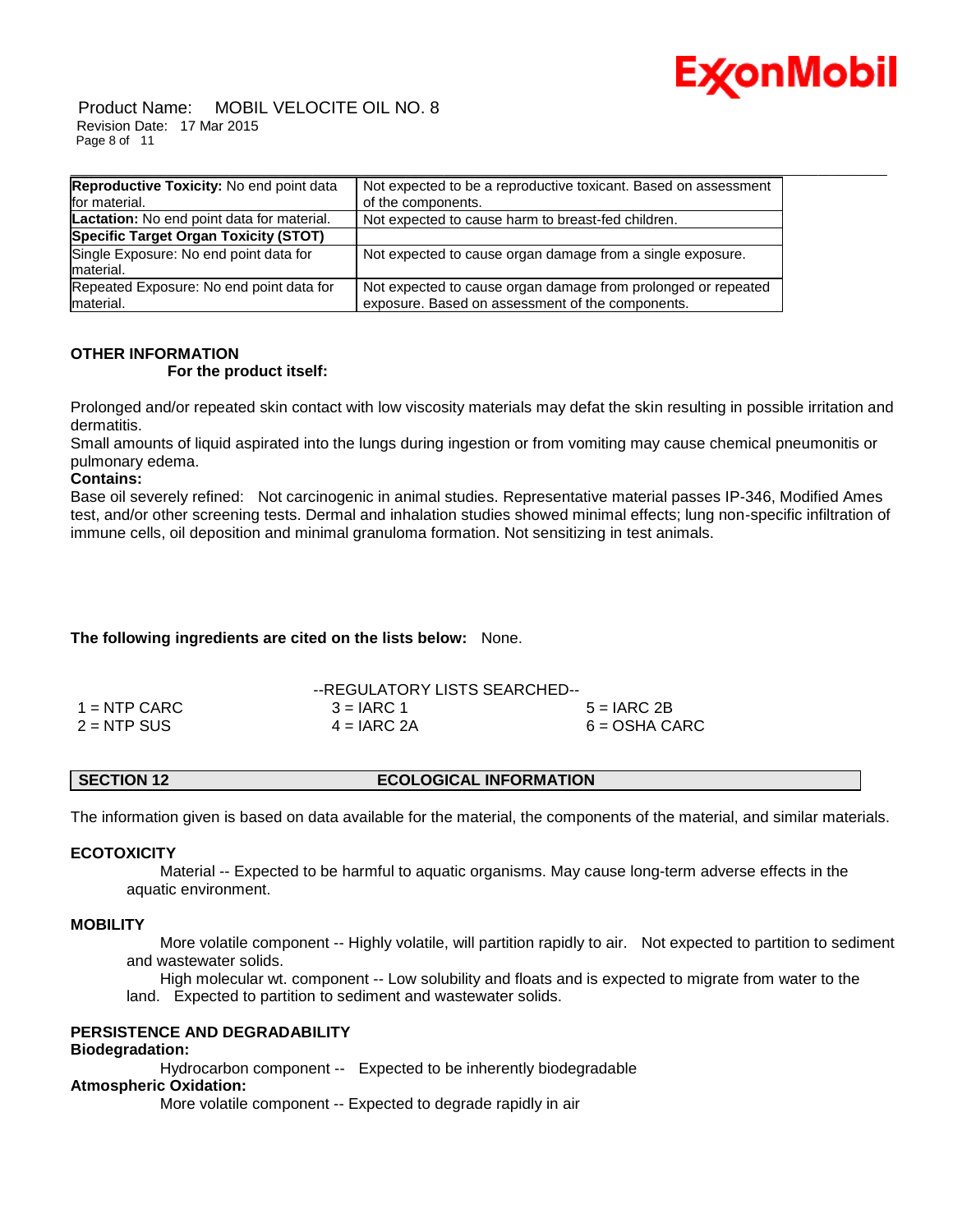| **Reproductive Toxicity:** No end point data for material. | Not expected to be a reproductive toxicant. Based on assessment of the components. |
| --- | --- |
| **Lactation:** No end point data for material. | Not expected to cause harm to breast-fed children. |
| **Specific Target Organ Toxicity (STOT)** | |
| Single Exposure: No end point data for material. | Not expected to cause organ damage from a single exposure. |
| Repeated Exposure: No end point data for material. | Not expected to cause organ damage from prolonged or repeated exposure. Based on assessment of the components. |

**OTHER INFORMATION**

**For the product itself:**

Prolonged and/or repeated skin contact with low viscosity materials may defat the skin resulting in possible irritation and dermatitis.
Small amounts of liquid aspirated into the lungs during ingestion or from vomiting may cause chemical pneumonitis or pulmonary edema.

**Contains:**

Base oil severely refined: Not carcinogenic in animal studies. Representative material passes IP-346, Modified Ames test, and/or other screening tests. Dermal and inhalation studies showed minimal effects; lung non-specific infiltration of immune cells, oil deposition and minimal granuloma formation. Not sensitizing in test animals.

**The following ingredients are cited on the lists below:** None.

--REGULATORY LISTS SEARCHED--

| | | |
| --- | --- | --- |
| 1 = NTP CARC | 3 = IARC 1 | 5 = IARC 2B |
| 2 = NTP SUS | 4 = IARC 2A | 6 = OSHA CARC |

## SECTION 12 ECOLOGICAL INFORMATION

The information given is based on data available for the material, the components of the material, and similar materials.

**ECOTOXICITY**

Material -- Expected to be harmful to aquatic organisms. May cause long-term adverse effects in the aquatic environment.

**MOBILITY**

More volatile component -- Highly volatile, will partition rapidly to air. Not expected to partition to sediment and wastewater solids.

High molecular wt. component -- Low solubility and floats and is expected to migrate from water to the land. Expected to partition to sediment and wastewater solids.

**PERSISTENCE AND DEGRADABILITY**

**Biodegradation:**

Hydrocarbon component -- Expected to be inherently biodegradable

**Atmospheric Oxidation:**

More volatile component -- Expected to degrade rapidly in air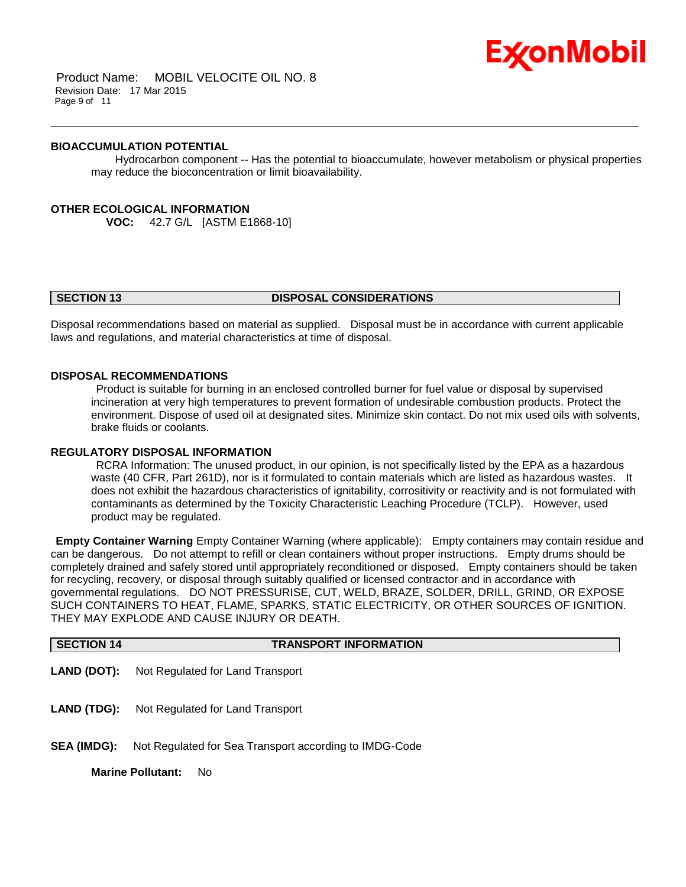### BIOACCUMULATION POTENTIAL

Hydrocarbon component -- Has the potential to bioaccumulate, however metabolism or physical properties may reduce the bioconcentration or limit bioavailability.

### OTHER ECOLOGICAL INFORMATION

**VOC:** 42.7 G/L [ASTM E1868-10]

## SECTION 13 DISPOSAL CONSIDERATIONS

Disposal recommendations based on material as supplied. Disposal must be in accordance with current applicable laws and regulations, and material characteristics at time of disposal.

### DISPOSAL RECOMMENDATIONS

Product is suitable for burning in an enclosed controlled burner for fuel value or disposal by supervised incineration at very high temperatures to prevent formation of undesirable combustion products. Protect the environment. Dispose of used oil at designated sites. Minimize skin contact. Do not mix used oils with solvents, brake fluids or coolants.

### REGULATORY DISPOSAL INFORMATION

RCRA Information: The unused product, in our opinion, is not specifically listed by the EPA as a hazardous waste (40 CFR, Part 261D), nor is it formulated to contain materials which are listed as hazardous wastes. It does not exhibit the hazardous characteristics of ignitability, corrositivity or reactivity and is not formulated with contaminants as determined by the Toxicity Characteristic Leaching Procedure (TCLP). However, used product may be regulated.

**Empty Container Warning** Empty Container Warning (where applicable): Empty containers may contain residue and can be dangerous. Do not attempt to refill or clean containers without proper instructions. Empty drums should be completely drained and safely stored until appropriately reconditioned or disposed. Empty containers should be taken for recycling, recovery, or disposal through suitably qualified or licensed contractor and in accordance with governmental regulations. DO NOT PRESSURISE, CUT, WELD, BRAZE, SOLDER, DRILL, GRIND, OR EXPOSE SUCH CONTAINERS TO HEAT, FLAME, SPARKS, STATIC ELECTRICITY, OR OTHER SOURCES OF IGNITION. THEY MAY EXPLODE AND CAUSE INJURY OR DEATH.

## SECTION 14 TRANSPORT INFORMATION

**LAND (DOT):** Not Regulated for Land Transport

**LAND (TDG):** Not Regulated for Land Transport

**SEA (IMDG):** Not Regulated for Sea Transport according to IMDG-Code

**Marine Pollutant:** No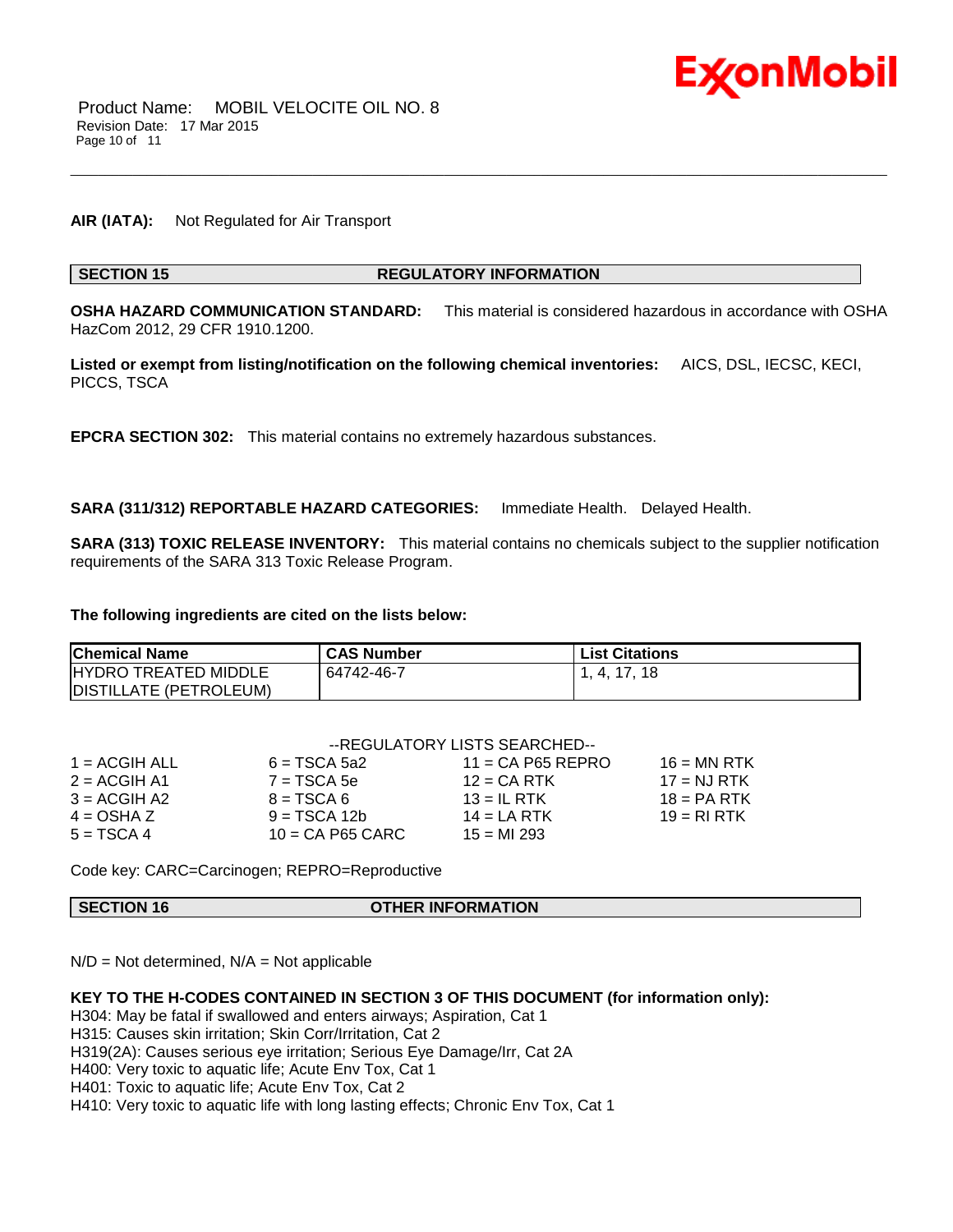**AIR (IATA):** Not Regulated for Air Transport

## SECTION 15 REGULATORY INFORMATION

**OSHA HAZARD COMMUNICATION STANDARD:** This material is considered hazardous in accordance with OSHA HazCom 2012, 29 CFR 1910.1200.

**Listed or exempt from listing/notification on the following chemical inventories:** AICS, DSL, IECSC, KECI, PICCS, TSCA

**EPCRA SECTION 302:** This material contains no extremely hazardous substances.

**SARA (311/312) REPORTABLE HAZARD CATEGORIES:** Immediate Health. Delayed Health.

**SARA (313) TOXIC RELEASE INVENTORY:** This material contains no chemicals subject to the supplier notification requirements of the SARA 313 Toxic Release Program.

**The following ingredients are cited on the lists below:**

| Chemical Name | CAS Number | List Citations |
|---|---|---|
| HYDRO TREATED MIDDLE DISTILLATE (PETROLEUM) | 64742-46-7 | 1, 4, 17, 18 |

--REGULATORY LISTS SEARCHED--

| | | | |
|---|---|---|---|
| 1 = ACGIH ALL | 6 = TSCA 5a2 | 11 = CA P65 REPRO | 16 = MN RTK |
| 2 = ACGIH A1 | 7 = TSCA 5e | 12 = CA RTK | 17 = NJ RTK |
| 3 = ACGIH A2 | 8 = TSCA 6 | 13 = IL RTK | 18 = PA RTK |
| 4 = OSHA Z | 9 = TSCA 12b | 14 = LA RTK | 19 = RI RTK |
| 5 = TSCA 4 | 10 = CA P65 CARC | 15 = MI 293 | |

Code key: CARC=Carcinogen; REPRO=Reproductive

## SECTION 16 OTHER INFORMATION

N/D = Not determined, N/A = Not applicable

**KEY TO THE H-CODES CONTAINED IN SECTION 3 OF THIS DOCUMENT (for information only):**

H304: May be fatal if swallowed and enters airways; Aspiration, Cat 1
H315: Causes skin irritation; Skin Corr/Irritation, Cat 2
H319(2A): Causes serious eye irritation; Serious Eye Damage/Irr, Cat 2A
H400: Very toxic to aquatic life; Acute Env Tox, Cat 1
H401: Toxic to aquatic life; Acute Env Tox, Cat 2
H410: Very toxic to aquatic life with long lasting effects; Chronic Env Tox, Cat 1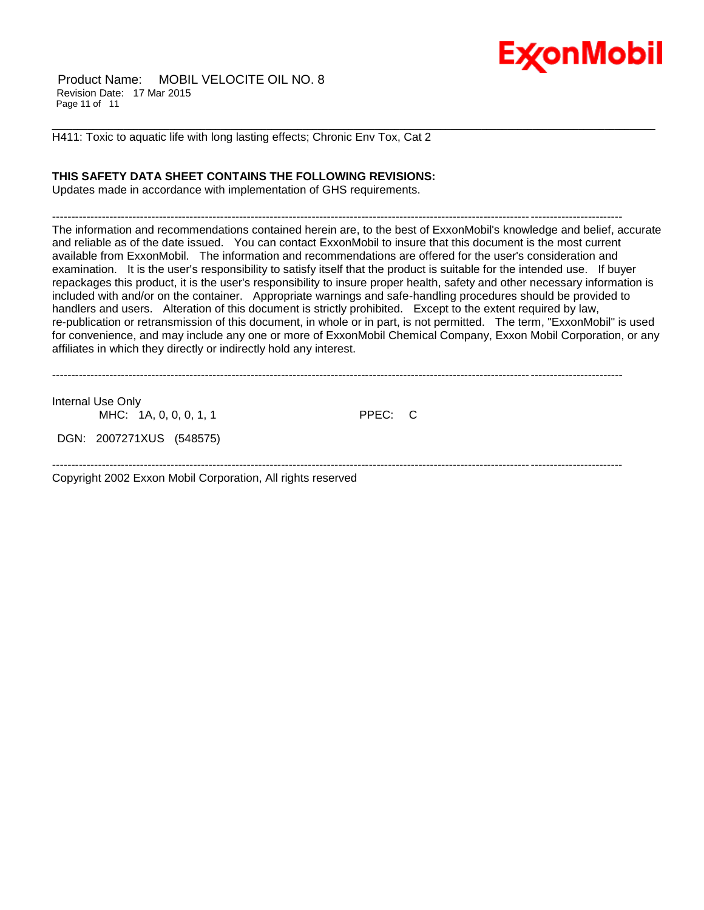H411: Toxic to aquatic life with long lasting effects; Chronic Env Tox, Cat 2

**THIS SAFETY DATA SHEET CONTAINS THE FOLLOWING REVISIONS:**

Updates made in accordance with implementation of GHS requirements.

---

The information and recommendations contained herein are, to the best of ExxonMobil's knowledge and belief, accurate and reliable as of the date issued. You can contact ExxonMobil to insure that this document is the most current available from ExxonMobil. The information and recommendations are offered for the user's consideration and examination. It is the user's responsibility to satisfy itself that the product is suitable for the intended use. If buyer repackages this product, it is the user's responsibility to insure proper health, safety and other necessary information is included with and/or on the container. Appropriate warnings and safe-handling procedures should be provided to handlers and users. Alteration of this document is strictly prohibited. Except to the extent required by law, re-publication or retransmission of this document, in whole or in part, is not permitted. The term, "ExxonMobil" is used for convenience, and may include any one or more of ExxonMobil Chemical Company, Exxon Mobil Corporation, or any affiliates in which they directly or indirectly hold any interest.

---

Internal Use Only

MHC: 1A, 0, 0, 0, 1, 1 PPEC: C

DGN: 2007271XUS (548575)

---

Copyright 2002 Exxon Mobil Corporation, All rights reserved